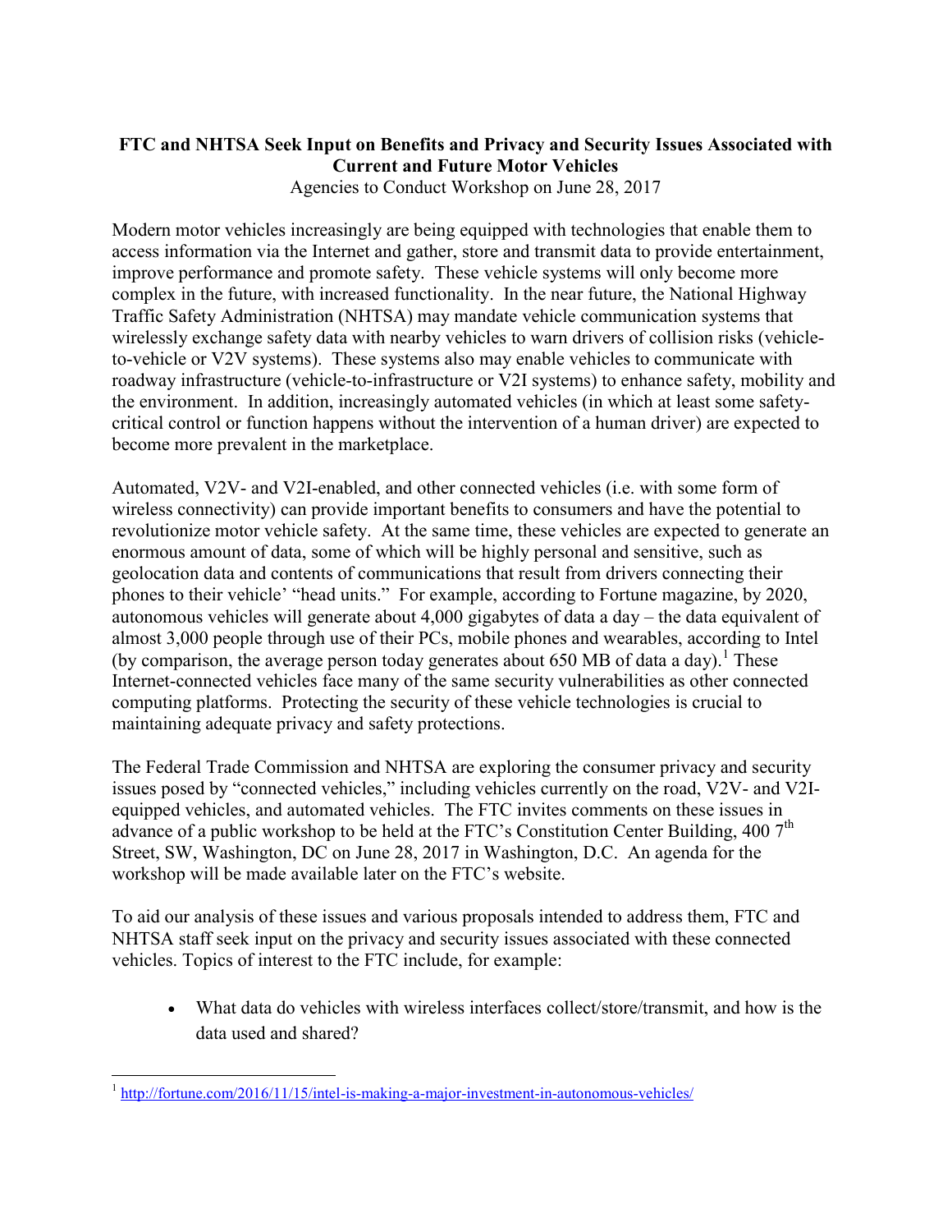**FTC and NHTSA Seek Input on Benefits and Privacy and Security Issues Associated with Current and Future Motor Vehicles**

Agencies to Conduct Workshop on June 28, 2017

Modern motor vehicles increasingly are being equipped with technologies that enable them to access information via the Internet and gather, store and transmit data to provide entertainment, improve performance and promote safety. These vehicle systems will only become more complex in the future, with increased functionality. In the near future, the National Highway Traffic Safety Administration (NHTSA) may mandate vehicle communication systems that wirelessly exchange safety data with nearby vehicles to warn drivers of collision risks (vehicle-to-vehicle or V2V systems). These systems also may enable vehicles to communicate with roadway infrastructure (vehicle-to-infrastructure or V2I systems) to enhance safety, mobility and the environment. In addition, increasingly automated vehicles (in which at least some safety-critical control or function happens without the intervention of a human driver) are expected to become more prevalent in the marketplace.

Automated, V2V- and V2I-enabled, and other connected vehicles (i.e. with some form of wireless connectivity) can provide important benefits to consumers and have the potential to revolutionize motor vehicle safety. At the same time, these vehicles are expected to generate an enormous amount of data, some of which will be highly personal and sensitive, such as geolocation data and contents of communications that result from drivers connecting their phones to their vehicle' "head units." For example, according to Fortune magazine, by 2020, autonomous vehicles will generate about 4,000 gigabytes of data a day – the data equivalent of almost 3,000 people through use of their PCs, mobile phones and wearables, according to Intel (by comparison, the average person today generates about 650 MB of data a day).[1] These Internet-connected vehicles face many of the same security vulnerabilities as other connected computing platforms. Protecting the security of these vehicle technologies is crucial to maintaining adequate privacy and safety protections.

The Federal Trade Commission and NHTSA are exploring the consumer privacy and security issues posed by "connected vehicles," including vehicles currently on the road, V2V- and V2I-equipped vehicles, and automated vehicles. The FTC invites comments on these issues in advance of a public workshop to be held at the FTC's Constitution Center Building, 400 7th Street, SW, Washington, DC on June 28, 2017 in Washington, D.C. An agenda for the workshop will be made available later on the FTC's website.

To aid our analysis of these issues and various proposals intended to address them, FTC and NHTSA staff seek input on the privacy and security issues associated with these connected vehicles. Topics of interest to the FTC include, for example:

- What data do vehicles with wireless interfaces collect/store/transmit, and how is the data used and shared?

[1] http://fortune.com/2016/11/15/intel-is-making-a-major-investment-in-autonomous-vehicles/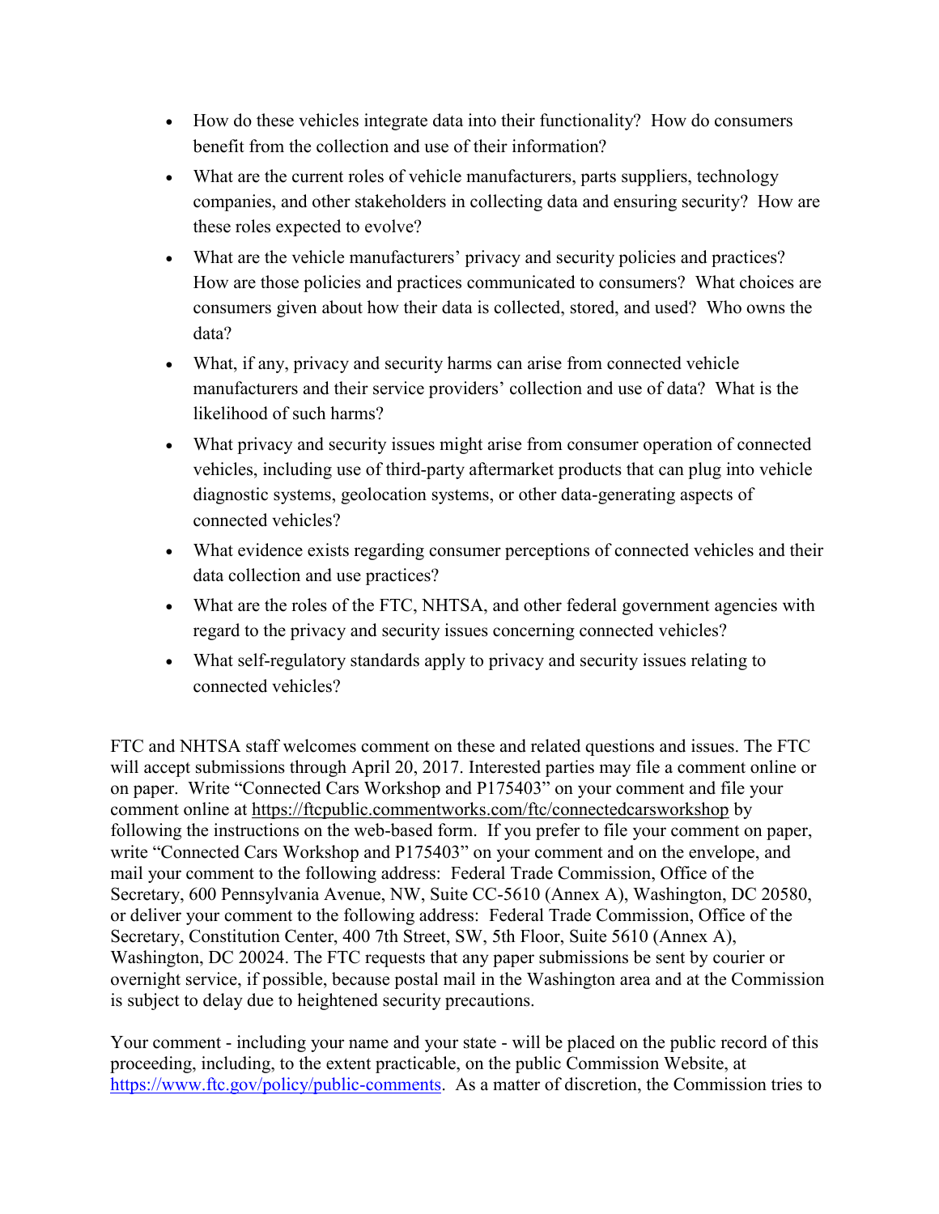- How do these vehicles integrate data into their functionality? How do consumers benefit from the collection and use of their information?
- What are the current roles of vehicle manufacturers, parts suppliers, technology companies, and other stakeholders in collecting data and ensuring security? How are these roles expected to evolve?
- What are the vehicle manufacturers' privacy and security policies and practices? How are those policies and practices communicated to consumers? What choices are consumers given about how their data is collected, stored, and used? Who owns the data?
- What, if any, privacy and security harms can arise from connected vehicle manufacturers and their service providers' collection and use of data? What is the likelihood of such harms?
- What privacy and security issues might arise from consumer operation of connected vehicles, including use of third-party aftermarket products that can plug into vehicle diagnostic systems, geolocation systems, or other data-generating aspects of connected vehicles?
- What evidence exists regarding consumer perceptions of connected vehicles and their data collection and use practices?
- What are the roles of the FTC, NHTSA, and other federal government agencies with regard to the privacy and security issues concerning connected vehicles?
- What self-regulatory standards apply to privacy and security issues relating to connected vehicles?

FTC and NHTSA staff welcomes comment on these and related questions and issues. The FTC will accept submissions through April 20, 2017. Interested parties may file a comment online or on paper. Write "Connected Cars Workshop and P175403" on your comment and file your comment online at https://ftcpublic.commentworks.com/ftc/connectedcarsworkshop by following the instructions on the web-based form. If you prefer to file your comment on paper, write "Connected Cars Workshop and P175403" on your comment and on the envelope, and mail your comment to the following address: Federal Trade Commission, Office of the Secretary, 600 Pennsylvania Avenue, NW, Suite CC-5610 (Annex A), Washington, DC 20580, or deliver your comment to the following address: Federal Trade Commission, Office of the Secretary, Constitution Center, 400 7th Street, SW, 5th Floor, Suite 5610 (Annex A), Washington, DC 20024. The FTC requests that any paper submissions be sent by courier or overnight service, if possible, because postal mail in the Washington area and at the Commission is subject to delay due to heightened security precautions.

Your comment - including your name and your state - will be placed on the public record of this proceeding, including, to the extent practicable, on the public Commission Website, at https://www.ftc.gov/policy/public-comments. As a matter of discretion, the Commission tries to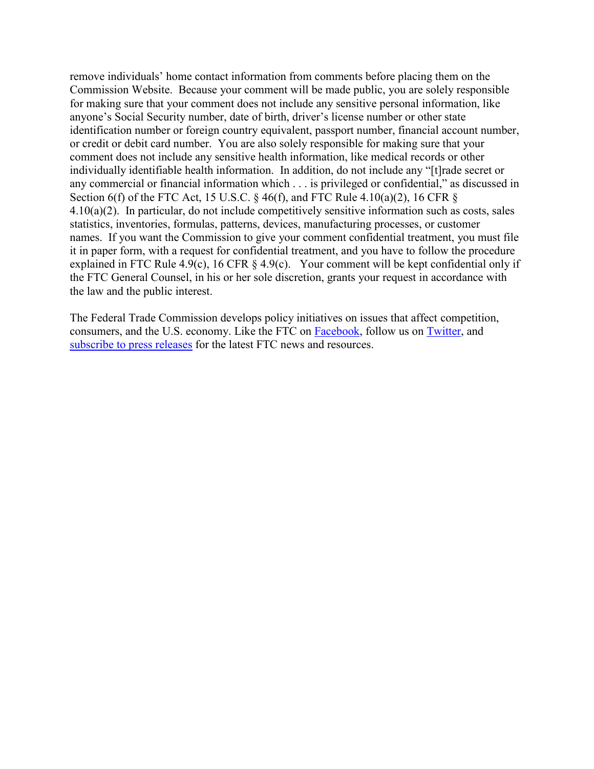remove individuals' home contact information from comments before placing them on the Commission Website. Because your comment will be made public, you are solely responsible for making sure that your comment does not include any sensitive personal information, like anyone's Social Security number, date of birth, driver's license number or other state identification number or foreign country equivalent, passport number, financial account number, or credit or debit card number. You are also solely responsible for making sure that your comment does not include any sensitive health information, like medical records or other individually identifiable health information. In addition, do not include any "[t]rade secret or any commercial or financial information which . . . is privileged or confidential," as discussed in Section 6(f) of the FTC Act, 15 U.S.C. § 46(f), and FTC Rule 4.10(a)(2), 16 CFR § 4.10(a)(2). In particular, do not include competitively sensitive information such as costs, sales statistics, inventories, formulas, patterns, devices, manufacturing processes, or customer names. If you want the Commission to give your comment confidential treatment, you must file it in paper form, with a request for confidential treatment, and you have to follow the procedure explained in FTC Rule 4.9(c), 16 CFR § 4.9(c). Your comment will be kept confidential only if the FTC General Counsel, in his or her sole discretion, grants your request in accordance with the law and the public interest.

The Federal Trade Commission develops policy initiatives on issues that affect competition, consumers, and the U.S. economy. Like the FTC on Facebook, follow us on Twitter, and subscribe to press releases for the latest FTC news and resources.